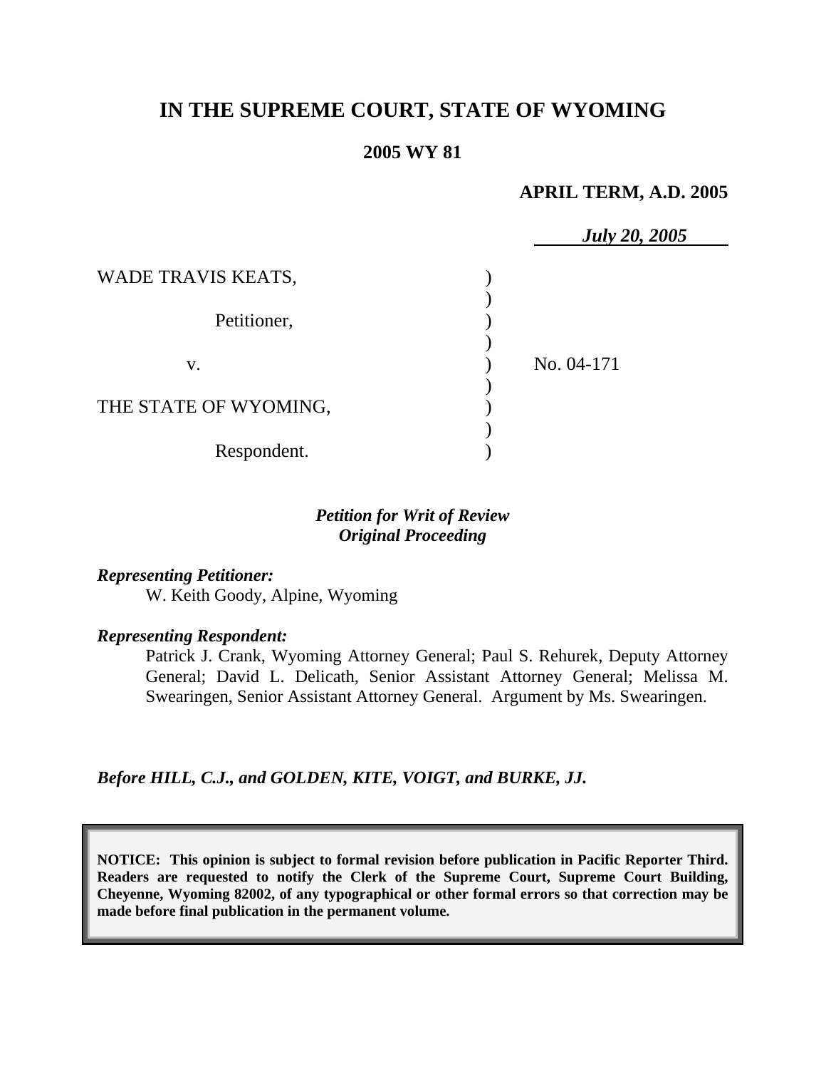# IN THE SUPREME COURT, STATE OF WYOMING

**2005 WY 81**

**APRIL TERM, A.D. 2005**

***July 20, 2005***

WADE TRAVIS KEATS,

Petitioner,

v.

THE STATE OF WYOMING,

Respondent.

No. 04-171

***Petition for Writ of Review***
***Original Proceeding***

***Representing Petitioner:***

W. Keith Goody, Alpine, Wyoming

***Representing Respondent:***

Patrick J. Crank, Wyoming Attorney General; Paul S. Rehurek, Deputy Attorney General; David L. Delicath, Senior Assistant Attorney General; Melissa M. Swearingen, Senior Assistant Attorney General. Argument by Ms. Swearingen.

***Before HILL, C.J., and GOLDEN, KITE, VOIGT, and BURKE, JJ.***

**NOTICE: This opinion is subject to formal revision before publication in Pacific Reporter Third. Readers are requested to notify the Clerk of the Supreme Court, Supreme Court Building, Cheyenne, Wyoming 82002, of any typographical or other formal errors so that correction may be made before final publication in the permanent volume.**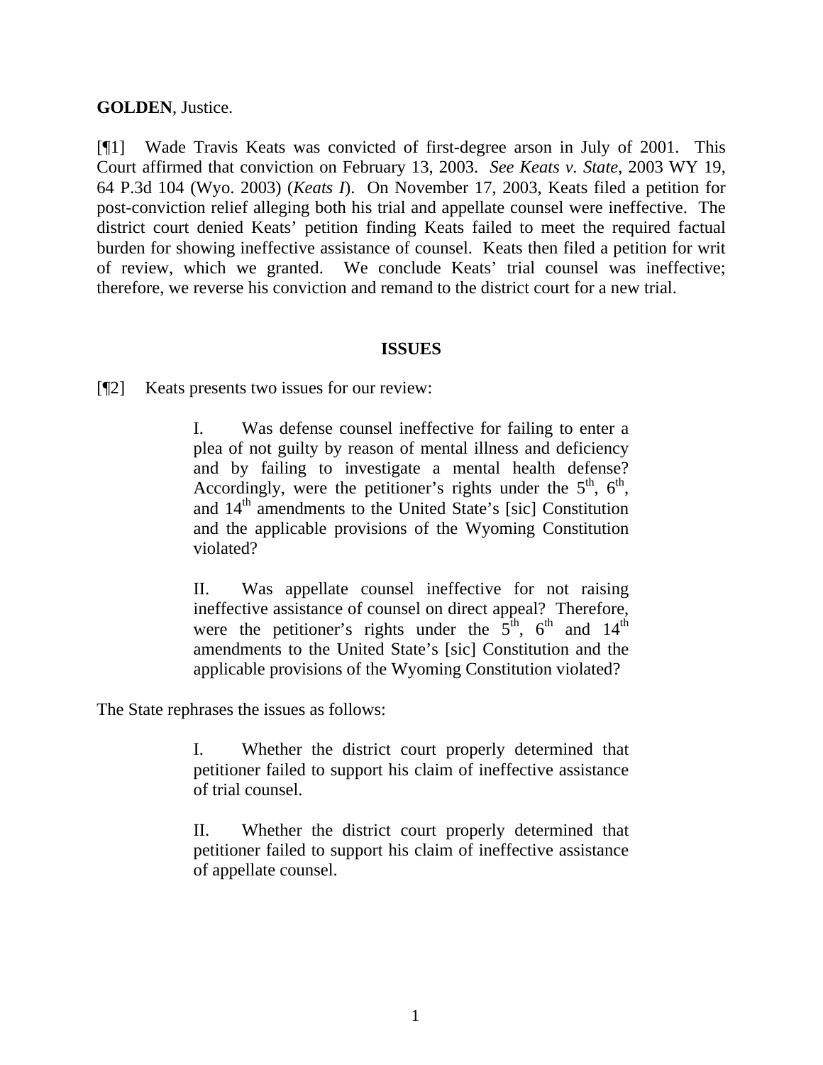**GOLDEN**, Justice.

[¶1] Wade Travis Keats was convicted of first-degree arson in July of 2001. This Court affirmed that conviction on February 13, 2003. *See Keats v. State*, 2003 WY 19, 64 P.3d 104 (Wyo. 2003) (*Keats I*). On November 17, 2003, Keats filed a petition for post-conviction relief alleging both his trial and appellate counsel were ineffective. The district court denied Keats' petition finding Keats failed to meet the required factual burden for showing ineffective assistance of counsel. Keats then filed a petition for writ of review, which we granted. We conclude Keats' trial counsel was ineffective; therefore, we reverse his conviction and remand to the district court for a new trial.

**ISSUES**

[¶2] Keats presents two issues for our review:

> I. Was defense counsel ineffective for failing to enter a plea of not guilty by reason of mental illness and deficiency and by failing to investigate a mental health defense? Accordingly, were the petitioner's rights under the 5th, 6th, and 14th amendments to the United State's [sic] Constitution and the applicable provisions of the Wyoming Constitution violated?
>
> II. Was appellate counsel ineffective for not raising ineffective assistance of counsel on direct appeal? Therefore, were the petitioner's rights under the 5th, 6th and 14th amendments to the United State's [sic] Constitution and the applicable provisions of the Wyoming Constitution violated?

The State rephrases the issues as follows:

> I. Whether the district court properly determined that petitioner failed to support his claim of ineffective assistance of trial counsel.
>
> II. Whether the district court properly determined that petitioner failed to support his claim of ineffective assistance of appellate counsel.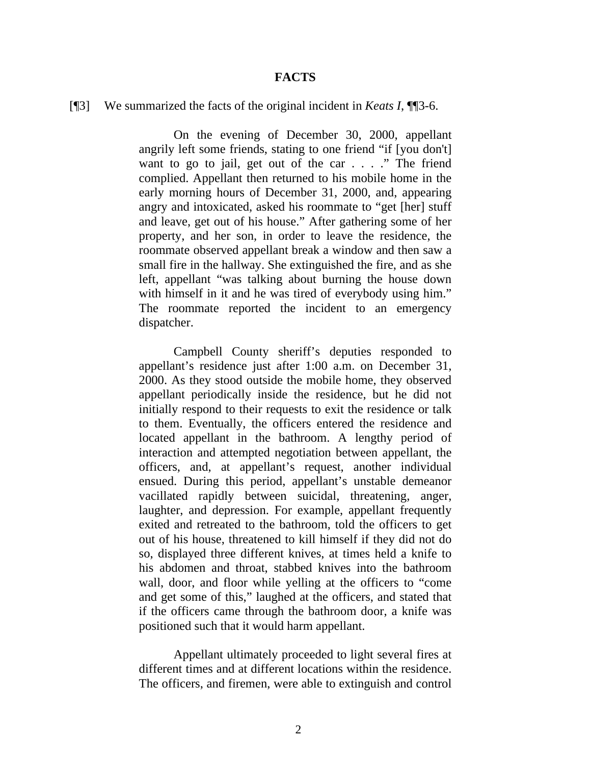## FACTS

[¶3] We summarized the facts of the original incident in *Keats I*, ¶¶3-6.

> On the evening of December 30, 2000, appellant angrily left some friends, stating to one friend "if [you don't] want to go to jail, get out of the car . . . ." The friend complied. Appellant then returned to his mobile home in the early morning hours of December 31, 2000, and, appearing angry and intoxicated, asked his roommate to "get [her] stuff and leave, get out of his house." After gathering some of her property, and her son, in order to leave the residence, the roommate observed appellant break a window and then saw a small fire in the hallway. She extinguished the fire, and as she left, appellant "was talking about burning the house down with himself in it and he was tired of everybody using him." The roommate reported the incident to an emergency dispatcher.
>
> Campbell County sheriff's deputies responded to appellant's residence just after 1:00 a.m. on December 31, 2000. As they stood outside the mobile home, they observed appellant periodically inside the residence, but he did not initially respond to their requests to exit the residence or talk to them. Eventually, the officers entered the residence and located appellant in the bathroom. A lengthy period of interaction and attempted negotiation between appellant, the officers, and, at appellant's request, another individual ensued. During this period, appellant's unstable demeanor vacillated rapidly between suicidal, threatening, anger, laughter, and depression. For example, appellant frequently exited and retreated to the bathroom, told the officers to get out of his house, threatened to kill himself if they did not do so, displayed three different knives, at times held a knife to his abdomen and throat, stabbed knives into the bathroom wall, door, and floor while yelling at the officers to "come and get some of this," laughed at the officers, and stated that if the officers came through the bathroom door, a knife was positioned such that it would harm appellant.
>
> Appellant ultimately proceeded to light several fires at different times and at different locations within the residence. The officers, and firemen, were able to extinguish and control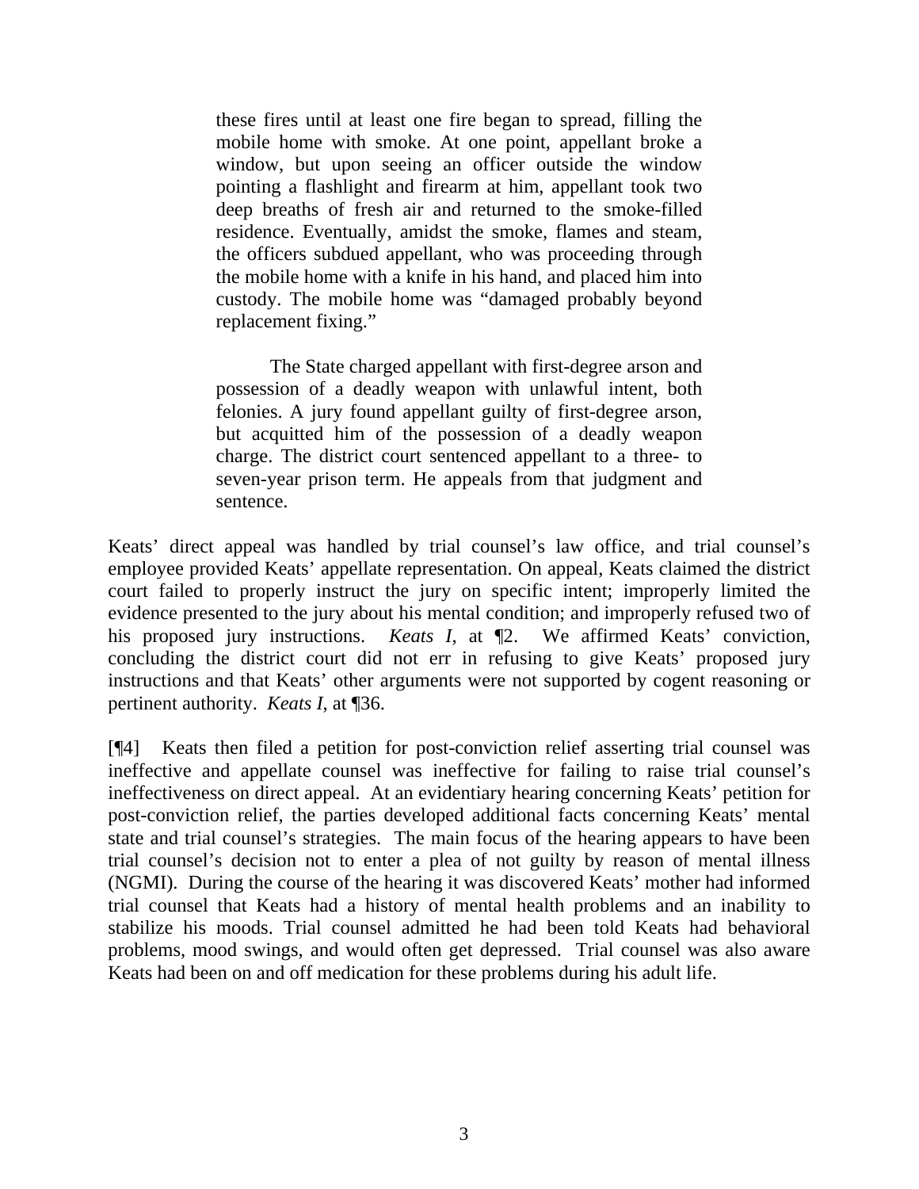> these fires until at least one fire began to spread, filling the mobile home with smoke. At one point, appellant broke a window, but upon seeing an officer outside the window pointing a flashlight and firearm at him, appellant took two deep breaths of fresh air and returned to the smoke-filled residence. Eventually, amidst the smoke, flames and steam, the officers subdued appellant, who was proceeding through the mobile home with a knife in his hand, and placed him into custody. The mobile home was "damaged probably beyond replacement fixing."
>
> The State charged appellant with first-degree arson and possession of a deadly weapon with unlawful intent, both felonies. A jury found appellant guilty of first-degree arson, but acquitted him of the possession of a deadly weapon charge. The district court sentenced appellant to a three- to seven-year prison term. He appeals from that judgment and sentence.

Keats' direct appeal was handled by trial counsel's law office, and trial counsel's employee provided Keats' appellate representation. On appeal, Keats claimed the district court failed to properly instruct the jury on specific intent; improperly limited the evidence presented to the jury about his mental condition; and improperly refused two of his proposed jury instructions. *Keats I*, at ¶2. We affirmed Keats' conviction, concluding the district court did not err in refusing to give Keats' proposed jury instructions and that Keats' other arguments were not supported by cogent reasoning or pertinent authority. *Keats I*, at ¶36.

[¶4] Keats then filed a petition for post-conviction relief asserting trial counsel was ineffective and appellate counsel was ineffective for failing to raise trial counsel's ineffectiveness on direct appeal. At an evidentiary hearing concerning Keats' petition for post-conviction relief, the parties developed additional facts concerning Keats' mental state and trial counsel's strategies. The main focus of the hearing appears to have been trial counsel's decision not to enter a plea of not guilty by reason of mental illness (NGMI). During the course of the hearing it was discovered Keats' mother had informed trial counsel that Keats had a history of mental health problems and an inability to stabilize his moods. Trial counsel admitted he had been told Keats had behavioral problems, mood swings, and would often get depressed. Trial counsel was also aware Keats had been on and off medication for these problems during his adult life.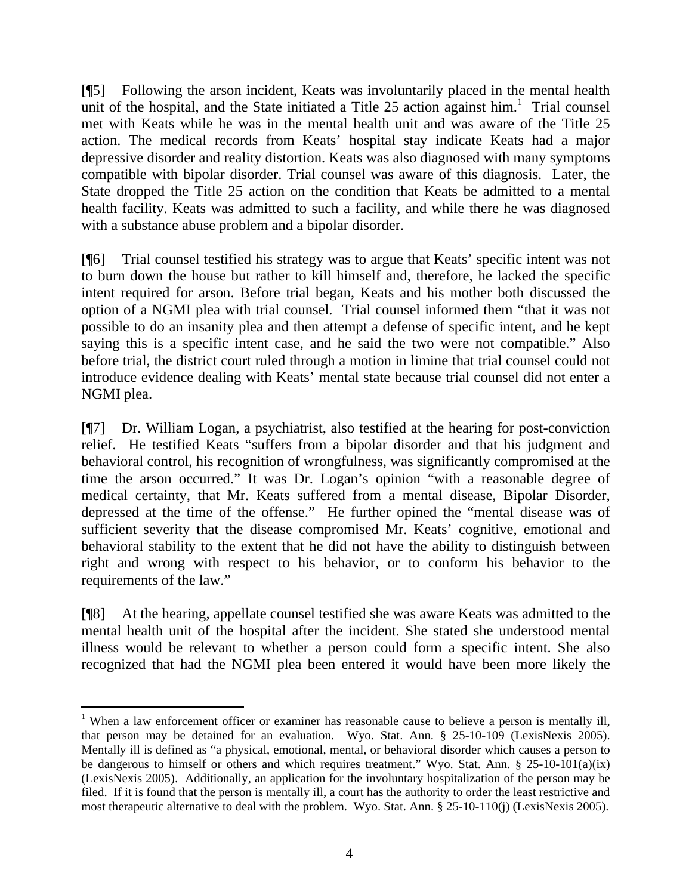[¶5] Following the arson incident, Keats was involuntarily placed in the mental health unit of the hospital, and the State initiated a Title 25 action against him.[1] Trial counsel met with Keats while he was in the mental health unit and was aware of the Title 25 action. The medical records from Keats' hospital stay indicate Keats had a major depressive disorder and reality distortion. Keats was also diagnosed with many symptoms compatible with bipolar disorder. Trial counsel was aware of this diagnosis. Later, the State dropped the Title 25 action on the condition that Keats be admitted to a mental health facility. Keats was admitted to such a facility, and while there he was diagnosed with a substance abuse problem and a bipolar disorder.

[¶6] Trial counsel testified his strategy was to argue that Keats' specific intent was not to burn down the house but rather to kill himself and, therefore, he lacked the specific intent required for arson. Before trial began, Keats and his mother both discussed the option of a NGMI plea with trial counsel. Trial counsel informed them "that it was not possible to do an insanity plea and then attempt a defense of specific intent, and he kept saying this is a specific intent case, and he said the two were not compatible." Also before trial, the district court ruled through a motion in limine that trial counsel could not introduce evidence dealing with Keats' mental state because trial counsel did not enter a NGMI plea.

[¶7] Dr. William Logan, a psychiatrist, also testified at the hearing for post-conviction relief. He testified Keats "suffers from a bipolar disorder and that his judgment and behavioral control, his recognition of wrongfulness, was significantly compromised at the time the arson occurred." It was Dr. Logan's opinion "with a reasonable degree of medical certainty, that Mr. Keats suffered from a mental disease, Bipolar Disorder, depressed at the time of the offense." He further opined the "mental disease was of sufficient severity that the disease compromised Mr. Keats' cognitive, emotional and behavioral stability to the extent that he did not have the ability to distinguish between right and wrong with respect to his behavior, or to conform his behavior to the requirements of the law."

[¶8] At the hearing, appellate counsel testified she was aware Keats was admitted to the mental health unit of the hospital after the incident. She stated she understood mental illness would be relevant to whether a person could form a specific intent. She also recognized that had the NGMI plea been entered it would have been more likely the

---

[1] When a law enforcement officer or examiner has reasonable cause to believe a person is mentally ill, that person may be detained for an evaluation. Wyo. Stat. Ann. § 25-10-109 (LexisNexis 2005). Mentally ill is defined as "a physical, emotional, mental, or behavioral disorder which causes a person to be dangerous to himself or others and which requires treatment." Wyo. Stat. Ann. § 25-10-101(a)(ix) (LexisNexis 2005). Additionally, an application for the involuntary hospitalization of the person may be filed. If it is found that the person is mentally ill, a court has the authority to order the least restrictive and most therapeutic alternative to deal with the problem. Wyo. Stat. Ann. § 25-10-110(j) (LexisNexis 2005).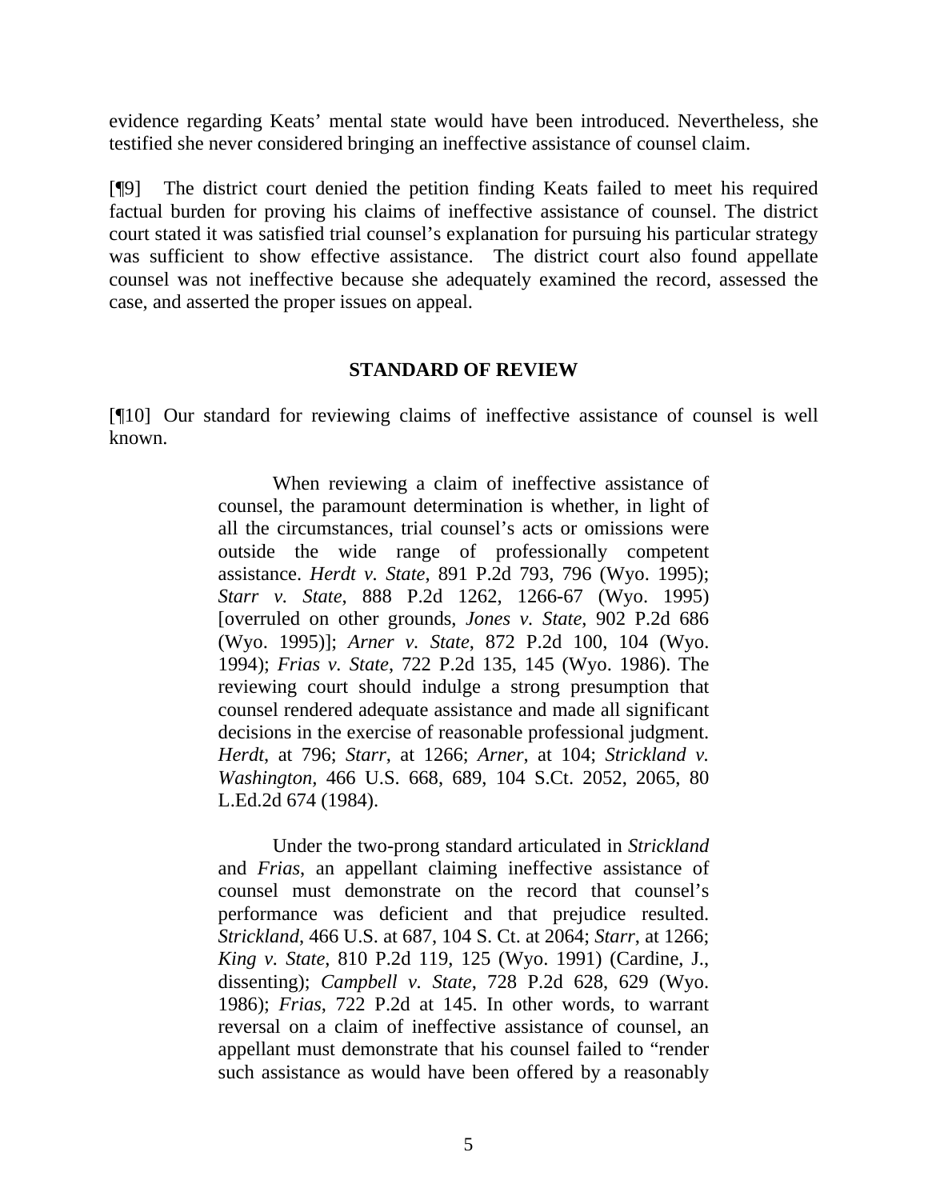evidence regarding Keats' mental state would have been introduced. Nevertheless, she testified she never considered bringing an ineffective assistance of counsel claim.

[¶9] The district court denied the petition finding Keats failed to meet his required factual burden for proving his claims of ineffective assistance of counsel. The district court stated it was satisfied trial counsel's explanation for pursuing his particular strategy was sufficient to show effective assistance. The district court also found appellate counsel was not ineffective because she adequately examined the record, assessed the case, and asserted the proper issues on appeal.

## STANDARD OF REVIEW

[¶10] Our standard for reviewing claims of ineffective assistance of counsel is well known.

> When reviewing a claim of ineffective assistance of counsel, the paramount determination is whether, in light of all the circumstances, trial counsel's acts or omissions were outside the wide range of professionally competent assistance. *Herdt v. State*, 891 P.2d 793, 796 (Wyo. 1995); *Starr v. State*, 888 P.2d 1262, 1266-67 (Wyo. 1995) [overruled on other grounds, *Jones v. State*, 902 P.2d 686 (Wyo. 1995)]; *Arner v. State*, 872 P.2d 100, 104 (Wyo. 1994); *Frias v. State*, 722 P.2d 135, 145 (Wyo. 1986). The reviewing court should indulge a strong presumption that counsel rendered adequate assistance and made all significant decisions in the exercise of reasonable professional judgment. *Herdt*, at 796; *Starr*, at 1266; *Arner*, at 104; *Strickland v. Washington*, 466 U.S. 668, 689, 104 S.Ct. 2052, 2065, 80 L.Ed.2d 674 (1984).
>
> Under the two-prong standard articulated in *Strickland* and *Frias*, an appellant claiming ineffective assistance of counsel must demonstrate on the record that counsel's performance was deficient and that prejudice resulted. *Strickland*, 466 U.S. at 687, 104 S. Ct. at 2064; *Starr*, at 1266; *King v. State*, 810 P.2d 119, 125 (Wyo. 1991) (Cardine, J., dissenting); *Campbell v. State*, 728 P.2d 628, 629 (Wyo. 1986); *Frias*, 722 P.2d at 145. In other words, to warrant reversal on a claim of ineffective assistance of counsel, an appellant must demonstrate that his counsel failed to "render such assistance as would have been offered by a reasonably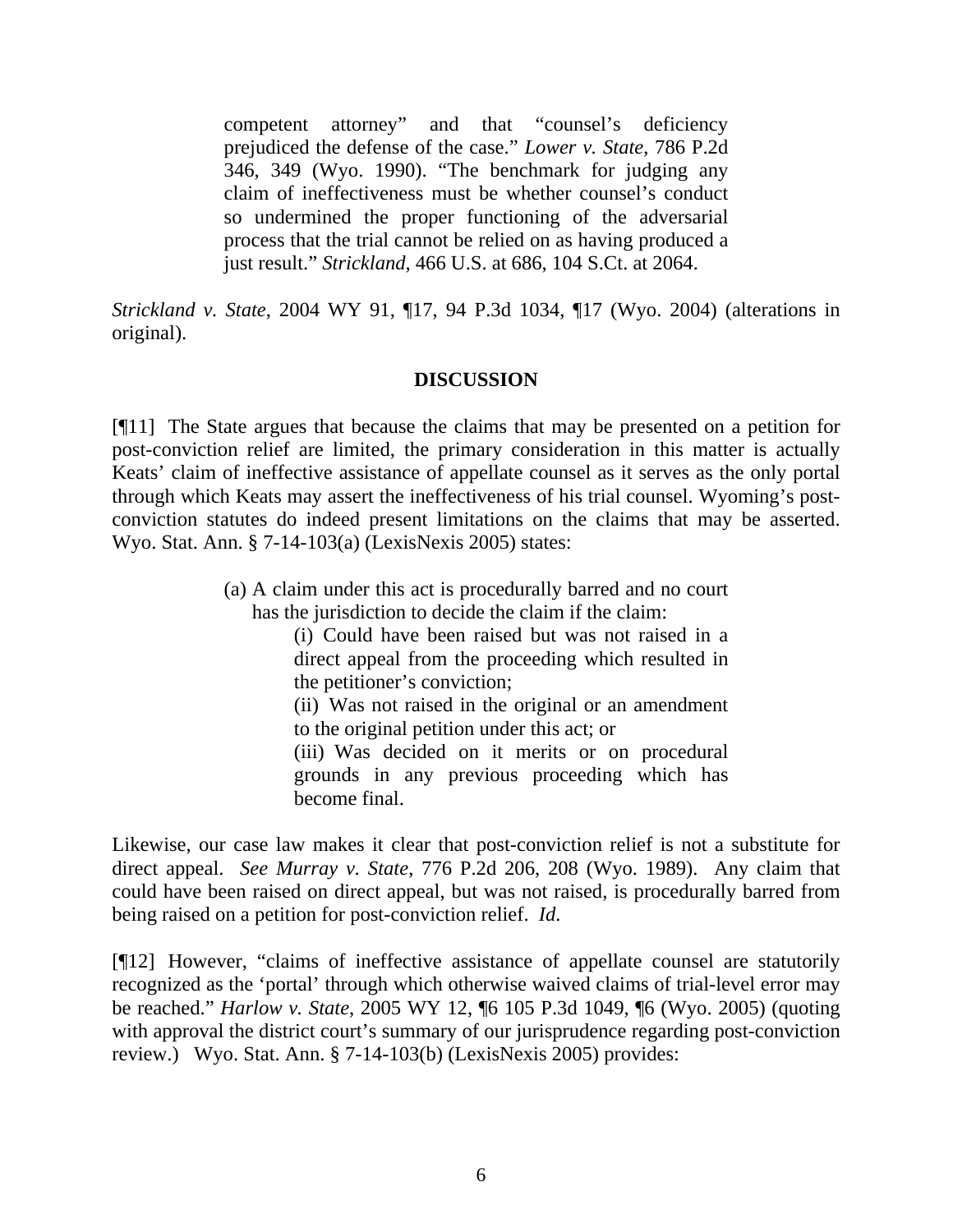> competent attorney" and that "counsel's deficiency prejudiced the defense of the case." *Lower v. State*, 786 P.2d 346, 349 (Wyo. 1990). "The benchmark for judging any claim of ineffectiveness must be whether counsel's conduct so undermined the proper functioning of the adversarial process that the trial cannot be relied on as having produced a just result." *Strickland*, 466 U.S. at 686, 104 S.Ct. at 2064.

*Strickland v. State*, 2004 WY 91, ¶17, 94 P.3d 1034, ¶17 (Wyo. 2004) (alterations in original).

## DISCUSSION

[¶11] The State argues that because the claims that may be presented on a petition for post-conviction relief are limited, the primary consideration in this matter is actually Keats' claim of ineffective assistance of appellate counsel as it serves as the only portal through which Keats may assert the ineffectiveness of his trial counsel. Wyoming's post-conviction statutes do indeed present limitations on the claims that may be asserted. Wyo. Stat. Ann. § 7-14-103(a) (LexisNexis 2005) states:

> (a) A claim under this act is procedurally barred and no court has the jurisdiction to decide the claim if the claim:
>
> > (i) Could have been raised but was not raised in a direct appeal from the proceeding which resulted in the petitioner's conviction;
> >
> > (ii) Was not raised in the original or an amendment to the original petition under this act; or
> >
> > (iii) Was decided on it merits or on procedural grounds in any previous proceeding which has become final.

Likewise, our case law makes it clear that post-conviction relief is not a substitute for direct appeal. *See Murray v. State*, 776 P.2d 206, 208 (Wyo. 1989). Any claim that could have been raised on direct appeal, but was not raised, is procedurally barred from being raised on a petition for post-conviction relief. *Id.*

[¶12] However, "claims of ineffective assistance of appellate counsel are statutorily recognized as the 'portal' through which otherwise waived claims of trial-level error may be reached." *Harlow v. State*, 2005 WY 12, ¶6 105 P.3d 1049, ¶6 (Wyo. 2005) (quoting with approval the district court's summary of our jurisprudence regarding post-conviction review.) Wyo. Stat. Ann. § 7-14-103(b) (LexisNexis 2005) provides: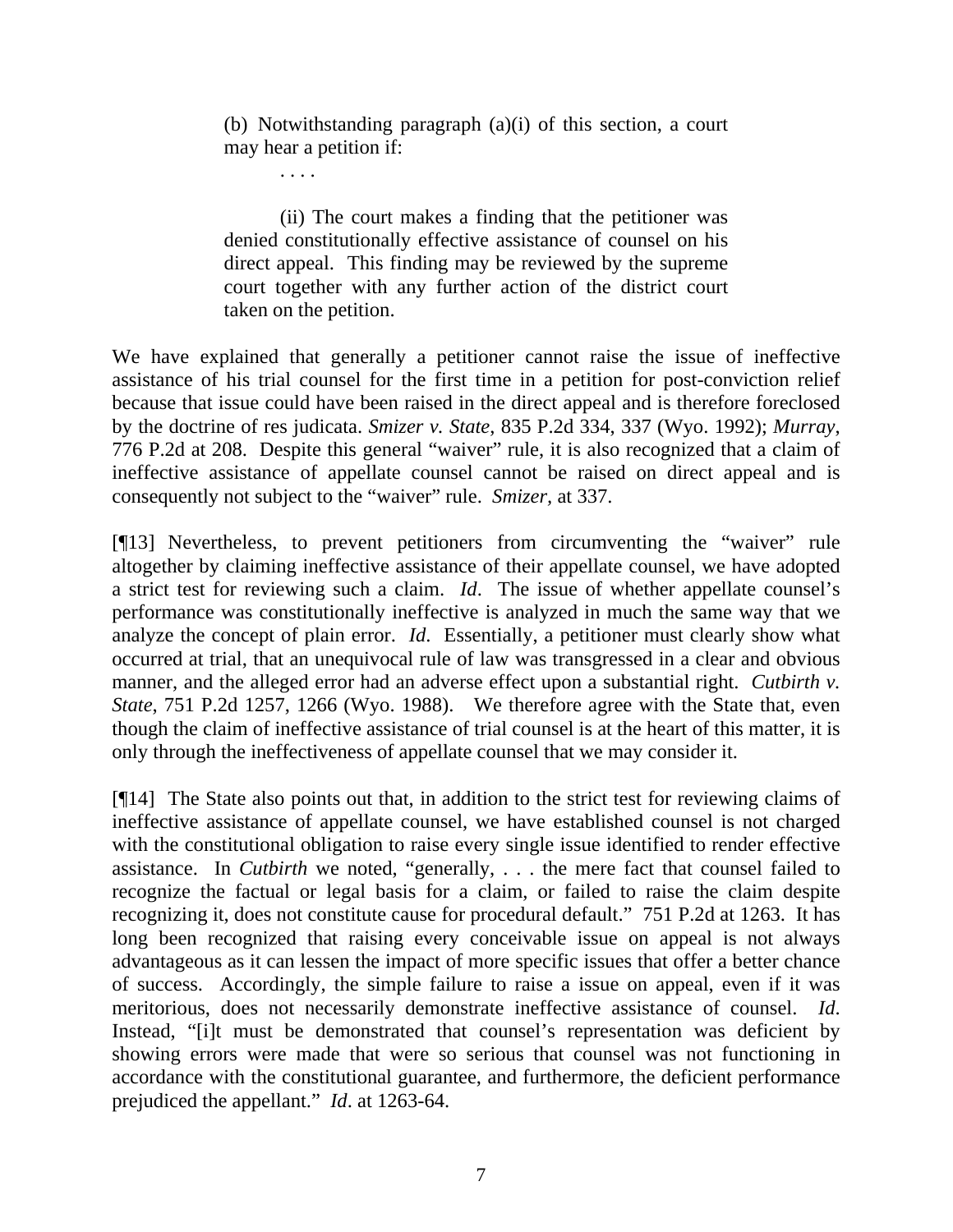> (b) Notwithstanding paragraph (a)(i) of this section, a court may hear a petition if:
>
> . . . .
>
> (ii) The court makes a finding that the petitioner was denied constitutionally effective assistance of counsel on his direct appeal. This finding may be reviewed by the supreme court together with any further action of the district court taken on the petition.

We have explained that generally a petitioner cannot raise the issue of ineffective assistance of his trial counsel for the first time in a petition for post-conviction relief because that issue could have been raised in the direct appeal and is therefore foreclosed by the doctrine of res judicata. *Smizer v. State*, 835 P.2d 334, 337 (Wyo. 1992); *Murray*, 776 P.2d at 208. Despite this general "waiver" rule, it is also recognized that a claim of ineffective assistance of appellate counsel cannot be raised on direct appeal and is consequently not subject to the "waiver" rule. *Smizer*, at 337.

[¶13] Nevertheless, to prevent petitioners from circumventing the "waiver" rule altogether by claiming ineffective assistance of their appellate counsel, we have adopted a strict test for reviewing such a claim. *Id*. The issue of whether appellate counsel's performance was constitutionally ineffective is analyzed in much the same way that we analyze the concept of plain error. *Id*. Essentially, a petitioner must clearly show what occurred at trial, that an unequivocal rule of law was transgressed in a clear and obvious manner, and the alleged error had an adverse effect upon a substantial right. *Cutbirth v. State*, 751 P.2d 1257, 1266 (Wyo. 1988). We therefore agree with the State that, even though the claim of ineffective assistance of trial counsel is at the heart of this matter, it is only through the ineffectiveness of appellate counsel that we may consider it.

[¶14] The State also points out that, in addition to the strict test for reviewing claims of ineffective assistance of appellate counsel, we have established counsel is not charged with the constitutional obligation to raise every single issue identified to render effective assistance. In *Cutbirth* we noted, "generally, . . . the mere fact that counsel failed to recognize the factual or legal basis for a claim, or failed to raise the claim despite recognizing it, does not constitute cause for procedural default." 751 P.2d at 1263. It has long been recognized that raising every conceivable issue on appeal is not always advantageous as it can lessen the impact of more specific issues that offer a better chance of success. Accordingly, the simple failure to raise a issue on appeal, even if it was meritorious, does not necessarily demonstrate ineffective assistance of counsel. *Id*. Instead, "[i]t must be demonstrated that counsel's representation was deficient by showing errors were made that were so serious that counsel was not functioning in accordance with the constitutional guarantee, and furthermore, the deficient performance prejudiced the appellant." *Id*. at 1263-64.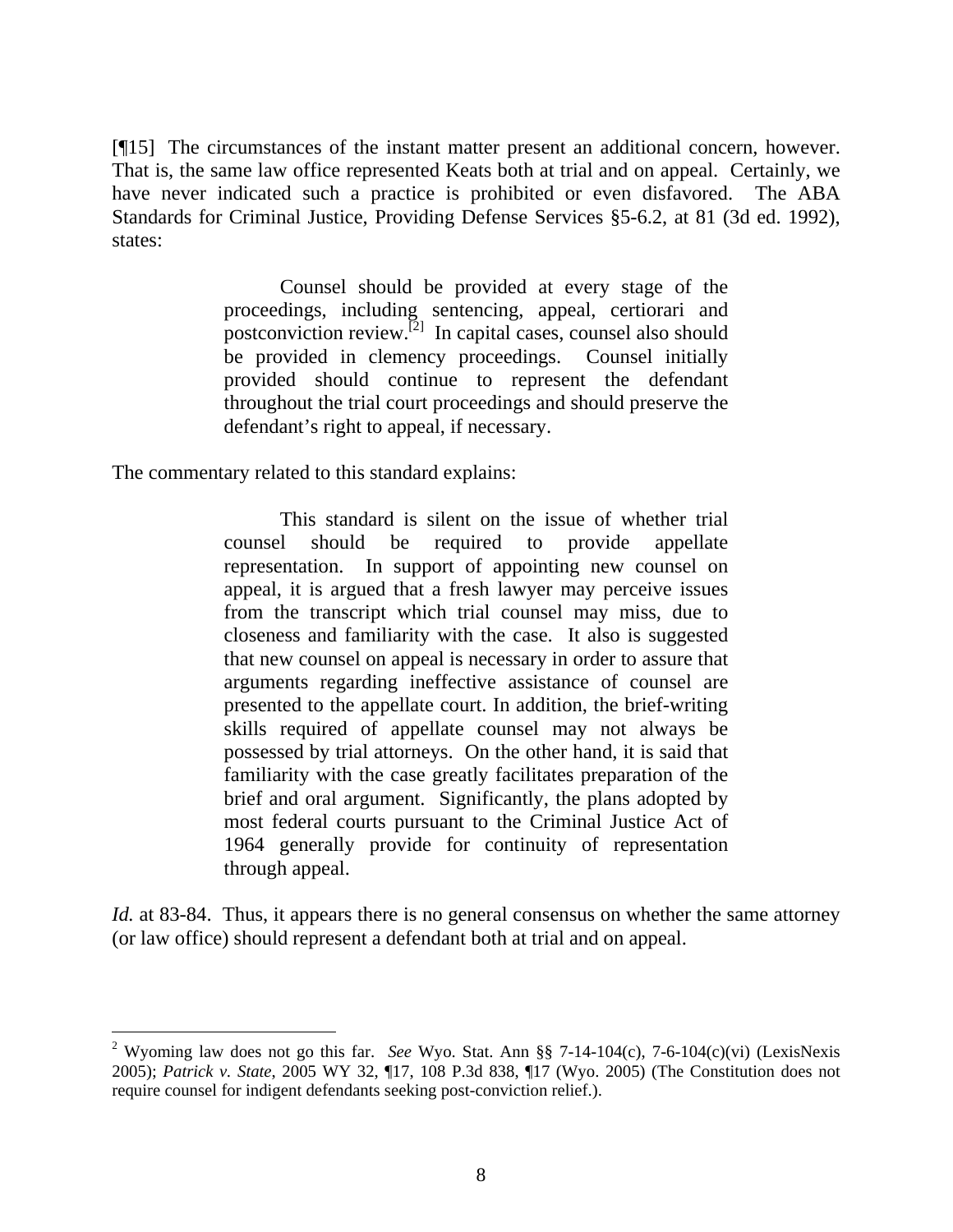[¶15] The circumstances of the instant matter present an additional concern, however. That is, the same law office represented Keats both at trial and on appeal. Certainly, we have never indicated such a practice is prohibited or even disfavored. The ABA Standards for Criminal Justice, Providing Defense Services §5-6.2, at 81 (3d ed. 1992), states:

> Counsel should be provided at every stage of the proceedings, including sentencing, appeal, certiorari and postconviction review.[2] In capital cases, counsel also should be provided in clemency proceedings. Counsel initially provided should continue to represent the defendant throughout the trial court proceedings and should preserve the defendant's right to appeal, if necessary.

The commentary related to this standard explains:

> This standard is silent on the issue of whether trial counsel should be required to provide appellate representation. In support of appointing new counsel on appeal, it is argued that a fresh lawyer may perceive issues from the transcript which trial counsel may miss, due to closeness and familiarity with the case. It also is suggested that new counsel on appeal is necessary in order to assure that arguments regarding ineffective assistance of counsel are presented to the appellate court. In addition, the brief-writing skills required of appellate counsel may not always be possessed by trial attorneys. On the other hand, it is said that familiarity with the case greatly facilitates preparation of the brief and oral argument. Significantly, the plans adopted by most federal courts pursuant to the Criminal Justice Act of 1964 generally provide for continuity of representation through appeal.

*Id.* at 83-84. Thus, it appears there is no general consensus on whether the same attorney (or law office) should represent a defendant both at trial and on appeal.

---

[2] Wyoming law does not go this far. *See* Wyo. Stat. Ann §§ 7-14-104(c), 7-6-104(c)(vi) (LexisNexis 2005); *Patrick v. State*, 2005 WY 32, ¶17, 108 P.3d 838, ¶17 (Wyo. 2005) (The Constitution does not require counsel for indigent defendants seeking post-conviction relief.).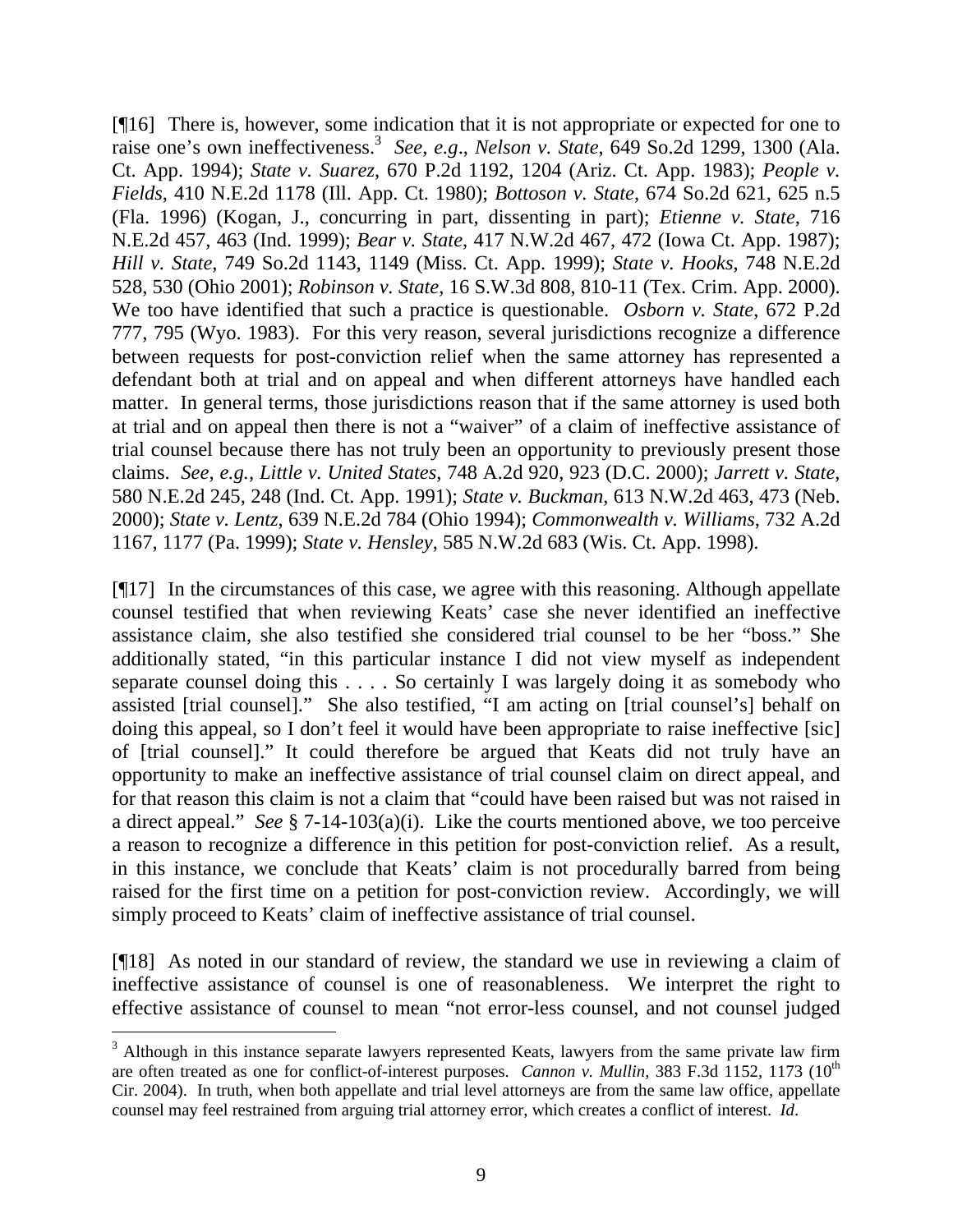[¶16] There is, however, some indication that it is not appropriate or expected for one to raise one's own ineffectiveness.[3] *See, e.g*., *Nelson v. State*, 649 So.2d 1299, 1300 (Ala. Ct. App. 1994); *State v. Suarez*, 670 P.2d 1192, 1204 (Ariz. Ct. App. 1983); *People v. Fields*, 410 N.E.2d 1178 (Ill. App. Ct. 1980); *Bottoson v. State*, 674 So.2d 621, 625 n.5 (Fla. 1996) (Kogan, J., concurring in part, dissenting in part); *Etienne v. State*, 716 N.E.2d 457, 463 (Ind. 1999); *Bear v. State*, 417 N.W.2d 467, 472 (Iowa Ct. App. 1987); *Hill v. State*, 749 So.2d 1143, 1149 (Miss. Ct. App. 1999); *State v. Hooks*, 748 N.E.2d 528, 530 (Ohio 2001); *Robinson v. State*, 16 S.W.3d 808, 810-11 (Tex. Crim. App. 2000). We too have identified that such a practice is questionable. *Osborn v. State*, 672 P.2d 777, 795 (Wyo. 1983). For this very reason, several jurisdictions recognize a difference between requests for post-conviction relief when the same attorney has represented a defendant both at trial and on appeal and when different attorneys have handled each matter. In general terms, those jurisdictions reason that if the same attorney is used both at trial and on appeal then there is not a "waiver" of a claim of ineffective assistance of trial counsel because there has not truly been an opportunity to previously present those claims. *See, e.g., Little v. United States*, 748 A.2d 920, 923 (D.C. 2000); *Jarrett v. State*, 580 N.E.2d 245, 248 (Ind. Ct. App. 1991); *State v. Buckman*, 613 N.W.2d 463, 473 (Neb. 2000); *State v. Lentz*, 639 N.E.2d 784 (Ohio 1994); *Commonwealth v. Williams*, 732 A.2d 1167, 1177 (Pa. 1999); *State v. Hensley*, 585 N.W.2d 683 (Wis. Ct. App. 1998).

[¶17] In the circumstances of this case, we agree with this reasoning. Although appellate counsel testified that when reviewing Keats' case she never identified an ineffective assistance claim, she also testified she considered trial counsel to be her "boss." She additionally stated, "in this particular instance I did not view myself as independent separate counsel doing this . . . . So certainly I was largely doing it as somebody who assisted [trial counsel]." She also testified, "I am acting on [trial counsel's] behalf on doing this appeal, so I don't feel it would have been appropriate to raise ineffective [sic] of [trial counsel]." It could therefore be argued that Keats did not truly have an opportunity to make an ineffective assistance of trial counsel claim on direct appeal, and for that reason this claim is not a claim that "could have been raised but was not raised in a direct appeal." *See* § 7-14-103(a)(i). Like the courts mentioned above, we too perceive a reason to recognize a difference in this petition for post-conviction relief. As a result, in this instance, we conclude that Keats' claim is not procedurally barred from being raised for the first time on a petition for post-conviction review. Accordingly, we will simply proceed to Keats' claim of ineffective assistance of trial counsel.

[¶18] As noted in our standard of review, the standard we use in reviewing a claim of ineffective assistance of counsel is one of reasonableness. We interpret the right to effective assistance of counsel to mean "not error-less counsel, and not counsel judged

---

[3] Although in this instance separate lawyers represented Keats, lawyers from the same private law firm are often treated as one for conflict-of-interest purposes. *Cannon v. Mullin*, 383 F.3d 1152, 1173 (10th Cir. 2004). In truth, when both appellate and trial level attorneys are from the same law office, appellate counsel may feel restrained from arguing trial attorney error, which creates a conflict of interest. *Id*.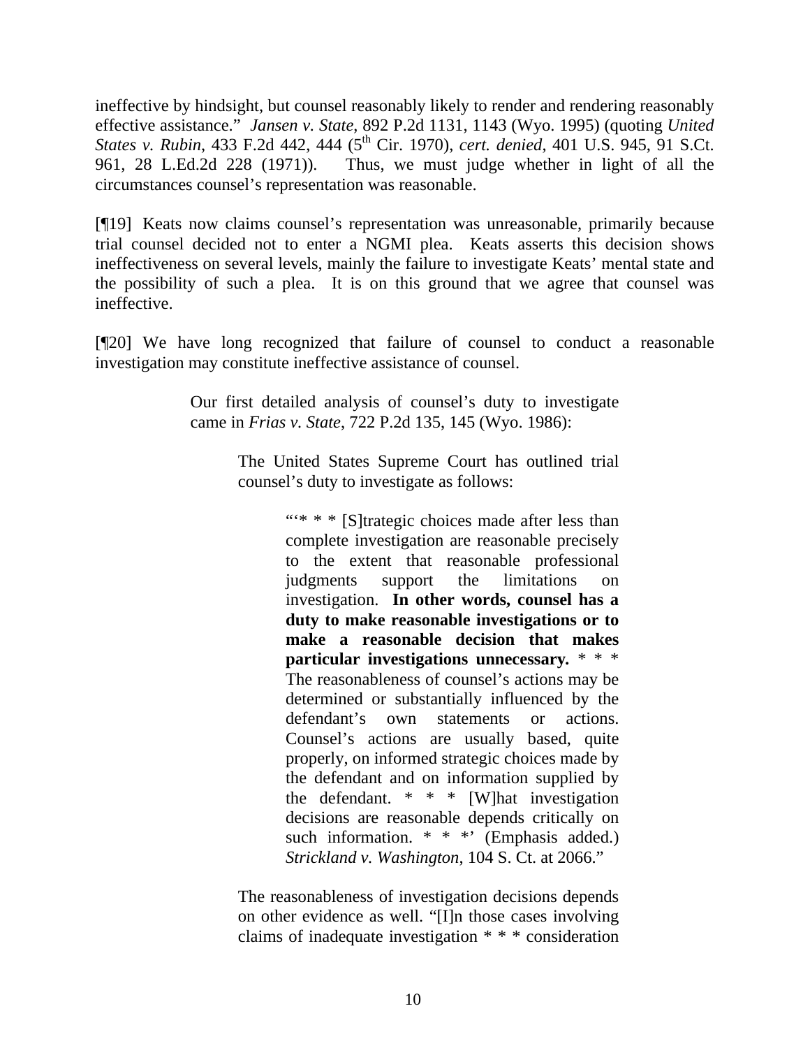ineffective by hindsight, but counsel reasonably likely to render and rendering reasonably effective assistance." *Jansen v. State*, 892 P.2d 1131, 1143 (Wyo. 1995) (quoting *United States v. Rubin*, 433 F.2d 442, 444 (5th Cir. 1970), *cert. denied*, 401 U.S. 945, 91 S.Ct. 961, 28 L.Ed.2d 228 (1971)). Thus, we must judge whether in light of all the circumstances counsel's representation was reasonable.

[¶19] Keats now claims counsel's representation was unreasonable, primarily because trial counsel decided not to enter a NGMI plea. Keats asserts this decision shows ineffectiveness on several levels, mainly the failure to investigate Keats' mental state and the possibility of such a plea. It is on this ground that we agree that counsel was ineffective.

[¶20] We have long recognized that failure of counsel to conduct a reasonable investigation may constitute ineffective assistance of counsel.

> Our first detailed analysis of counsel's duty to investigate came in *Frias v. State*, 722 P.2d 135, 145 (Wyo. 1986):
>
> > The United States Supreme Court has outlined trial counsel's duty to investigate as follows:
> >
> > > "'* * * [S]trategic choices made after less than complete investigation are reasonable precisely to the extent that reasonable professional judgments support the limitations on investigation. **In other words, counsel has a duty to make reasonable investigations or to make a reasonable decision that makes particular investigations unnecessary.** * * * The reasonableness of counsel's actions may be determined or substantially influenced by the defendant's own statements or actions. Counsel's actions are usually based, quite properly, on informed strategic choices made by the defendant and on information supplied by the defendant. * * * [W]hat investigation decisions are reasonable depends critically on such information. * * *' (Emphasis added.) *Strickland v. Washington*, 104 S. Ct. at 2066."
> >
> > The reasonableness of investigation decisions depends on other evidence as well. "[I]n those cases involving claims of inadequate investigation * * * consideration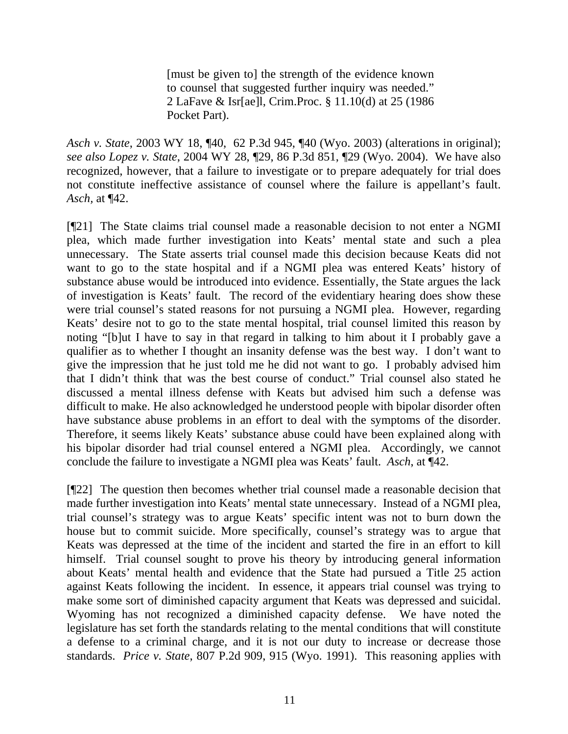> [must be given to] the strength of the evidence known to counsel that suggested further inquiry was needed." 2 LaFave & Isr[ae]l, Crim.Proc. § 11.10(d) at 25 (1986 Pocket Part).

*Asch v. State*, 2003 WY 18, ¶40, 62 P.3d 945, ¶40 (Wyo. 2003) (alterations in original); *see also Lopez v. State*, 2004 WY 28, ¶29, 86 P.3d 851, ¶29 (Wyo. 2004). We have also recognized, however, that a failure to investigate or to prepare adequately for trial does not constitute ineffective assistance of counsel where the failure is appellant's fault. *Asch*, at ¶42.

[¶21] The State claims trial counsel made a reasonable decision to not enter a NGMI plea, which made further investigation into Keats' mental state and such a plea unnecessary. The State asserts trial counsel made this decision because Keats did not want to go to the state hospital and if a NGMI plea was entered Keats' history of substance abuse would be introduced into evidence. Essentially, the State argues the lack of investigation is Keats' fault. The record of the evidentiary hearing does show these were trial counsel's stated reasons for not pursuing a NGMI plea. However, regarding Keats' desire not to go to the state mental hospital, trial counsel limited this reason by noting "[b]ut I have to say in that regard in talking to him about it I probably gave a qualifier as to whether I thought an insanity defense was the best way. I don't want to give the impression that he just told me he did not want to go. I probably advised him that I didn't think that was the best course of conduct." Trial counsel also stated he discussed a mental illness defense with Keats but advised him such a defense was difficult to make. He also acknowledged he understood people with bipolar disorder often have substance abuse problems in an effort to deal with the symptoms of the disorder. Therefore, it seems likely Keats' substance abuse could have been explained along with his bipolar disorder had trial counsel entered a NGMI plea. Accordingly, we cannot conclude the failure to investigate a NGMI plea was Keats' fault. *Asch*, at ¶42.

[¶22] The question then becomes whether trial counsel made a reasonable decision that made further investigation into Keats' mental state unnecessary. Instead of a NGMI plea, trial counsel's strategy was to argue Keats' specific intent was not to burn down the house but to commit suicide. More specifically, counsel's strategy was to argue that Keats was depressed at the time of the incident and started the fire in an effort to kill himself. Trial counsel sought to prove his theory by introducing general information about Keats' mental health and evidence that the State had pursued a Title 25 action against Keats following the incident. In essence, it appears trial counsel was trying to make some sort of diminished capacity argument that Keats was depressed and suicidal. Wyoming has not recognized a diminished capacity defense. We have noted the legislature has set forth the standards relating to the mental conditions that will constitute a defense to a criminal charge, and it is not our duty to increase or decrease those standards. *Price v. State*, 807 P.2d 909, 915 (Wyo. 1991). This reasoning applies with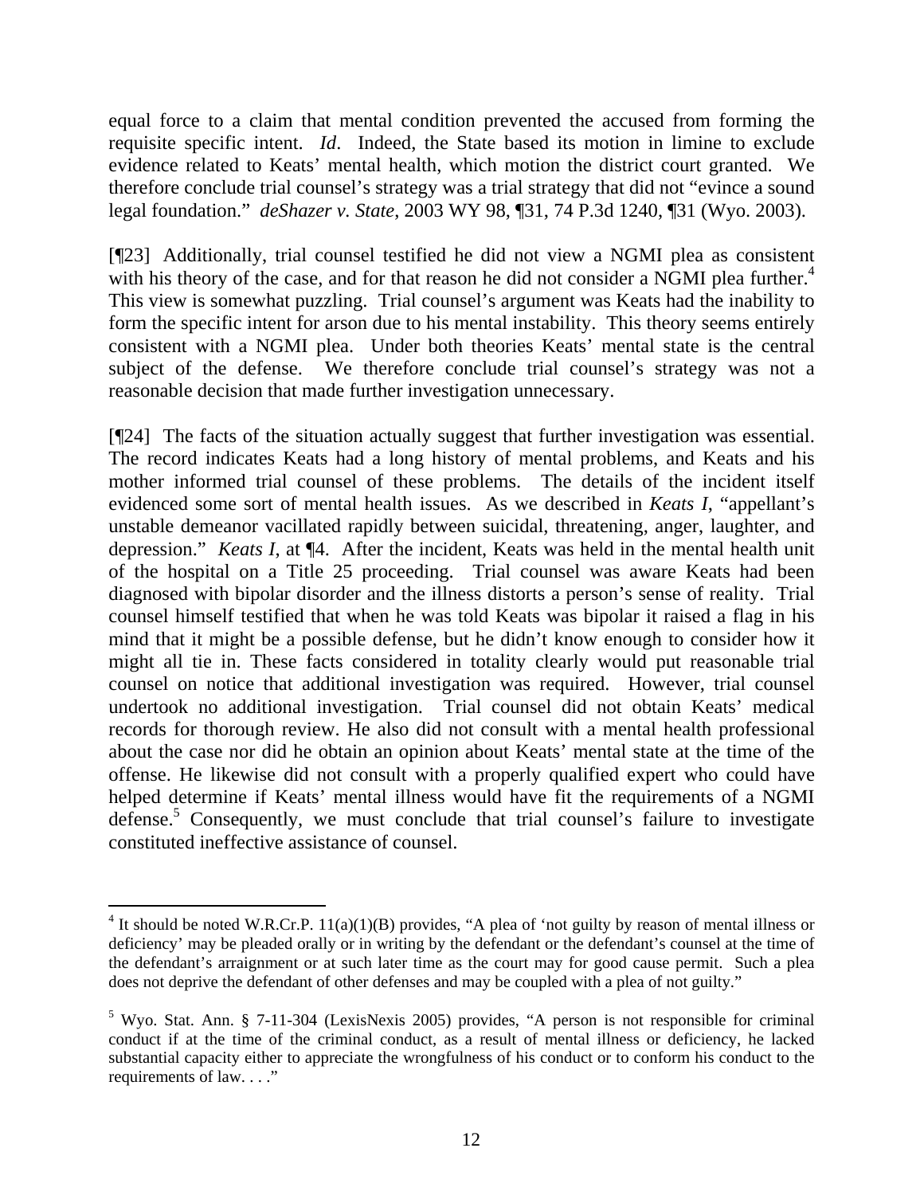equal force to a claim that mental condition prevented the accused from forming the requisite specific intent. *Id*. Indeed, the State based its motion in limine to exclude evidence related to Keats' mental health, which motion the district court granted. We therefore conclude trial counsel's strategy was a trial strategy that did not "evince a sound legal foundation." *deShazer v. State*, 2003 WY 98, ¶31, 74 P.3d 1240, ¶31 (Wyo. 2003).

[¶23] Additionally, trial counsel testified he did not view a NGMI plea as consistent with his theory of the case, and for that reason he did not consider a NGMI plea further.[4] This view is somewhat puzzling. Trial counsel's argument was Keats had the inability to form the specific intent for arson due to his mental instability. This theory seems entirely consistent with a NGMI plea. Under both theories Keats' mental state is the central subject of the defense. We therefore conclude trial counsel's strategy was not a reasonable decision that made further investigation unnecessary.

[¶24] The facts of the situation actually suggest that further investigation was essential. The record indicates Keats had a long history of mental problems, and Keats and his mother informed trial counsel of these problems. The details of the incident itself evidenced some sort of mental health issues. As we described in *Keats I*, "appellant's unstable demeanor vacillated rapidly between suicidal, threatening, anger, laughter, and depression." *Keats I*, at ¶4. After the incident, Keats was held in the mental health unit of the hospital on a Title 25 proceeding. Trial counsel was aware Keats had been diagnosed with bipolar disorder and the illness distorts a person's sense of reality. Trial counsel himself testified that when he was told Keats was bipolar it raised a flag in his mind that it might be a possible defense, but he didn't know enough to consider how it might all tie in. These facts considered in totality clearly would put reasonable trial counsel on notice that additional investigation was required. However, trial counsel undertook no additional investigation. Trial counsel did not obtain Keats' medical records for thorough review. He also did not consult with a mental health professional about the case nor did he obtain an opinion about Keats' mental state at the time of the offense. He likewise did not consult with a properly qualified expert who could have helped determine if Keats' mental illness would have fit the requirements of a NGMI defense.[5] Consequently, we must conclude that trial counsel's failure to investigate constituted ineffective assistance of counsel.

---

[4] It should be noted W.R.Cr.P. 11(a)(1)(B) provides, "A plea of 'not guilty by reason of mental illness or deficiency' may be pleaded orally or in writing by the defendant or the defendant's counsel at the time of the defendant's arraignment or at such later time as the court may for good cause permit. Such a plea does not deprive the defendant of other defenses and may be coupled with a plea of not guilty."

[5] Wyo. Stat. Ann. § 7-11-304 (LexisNexis 2005) provides, "A person is not responsible for criminal conduct if at the time of the criminal conduct, as a result of mental illness or deficiency, he lacked substantial capacity either to appreciate the wrongfulness of his conduct or to conform his conduct to the requirements of law. . . ."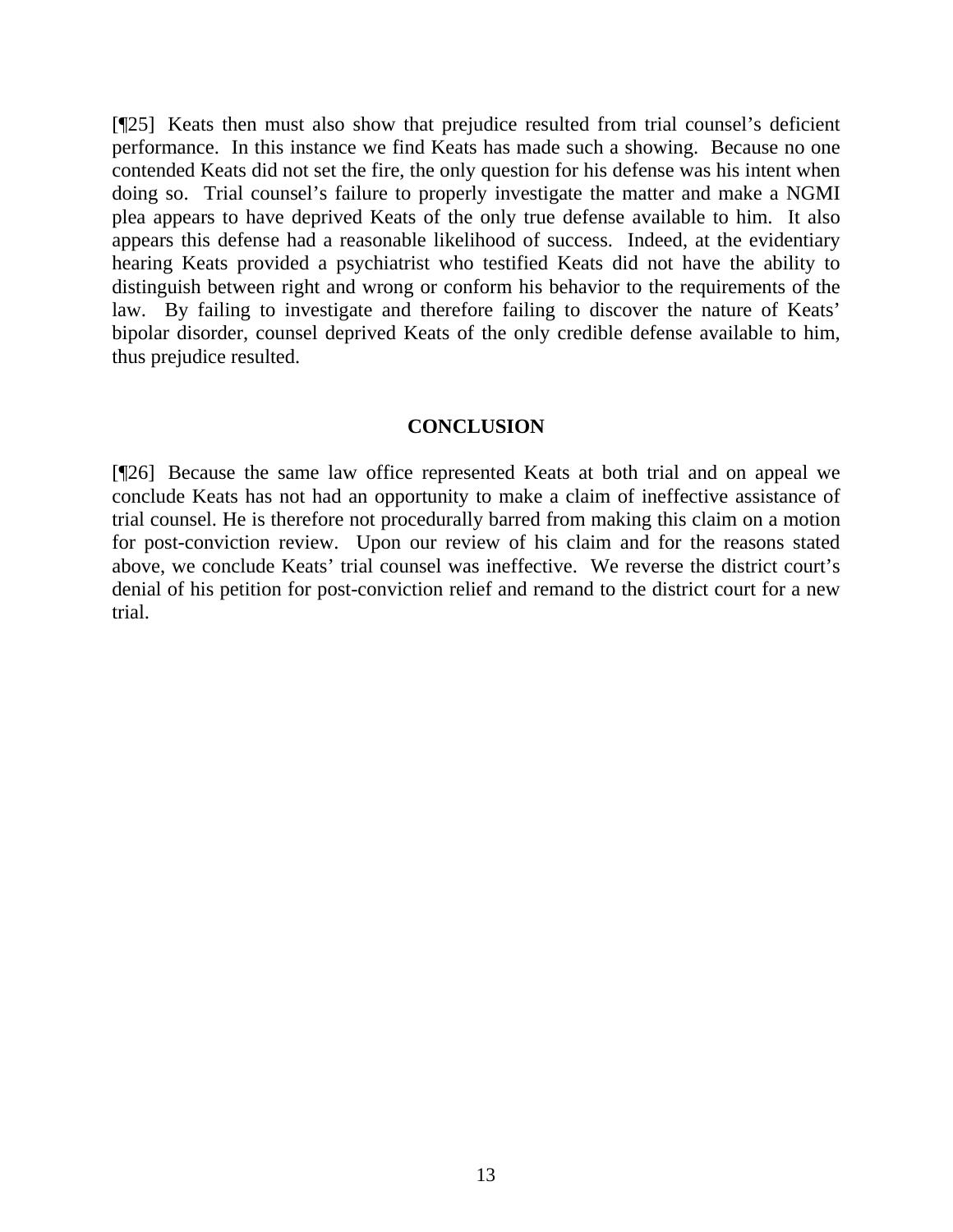[¶25] Keats then must also show that prejudice resulted from trial counsel's deficient performance. In this instance we find Keats has made such a showing. Because no one contended Keats did not set the fire, the only question for his defense was his intent when doing so. Trial counsel's failure to properly investigate the matter and make a NGMI plea appears to have deprived Keats of the only true defense available to him. It also appears this defense had a reasonable likelihood of success. Indeed, at the evidentiary hearing Keats provided a psychiatrist who testified Keats did not have the ability to distinguish between right and wrong or conform his behavior to the requirements of the law. By failing to investigate and therefore failing to discover the nature of Keats' bipolar disorder, counsel deprived Keats of the only credible defense available to him, thus prejudice resulted.

## CONCLUSION

[¶26] Because the same law office represented Keats at both trial and on appeal we conclude Keats has not had an opportunity to make a claim of ineffective assistance of trial counsel. He is therefore not procedurally barred from making this claim on a motion for post-conviction review. Upon our review of his claim and for the reasons stated above, we conclude Keats' trial counsel was ineffective. We reverse the district court's denial of his petition for post-conviction relief and remand to the district court for a new trial.